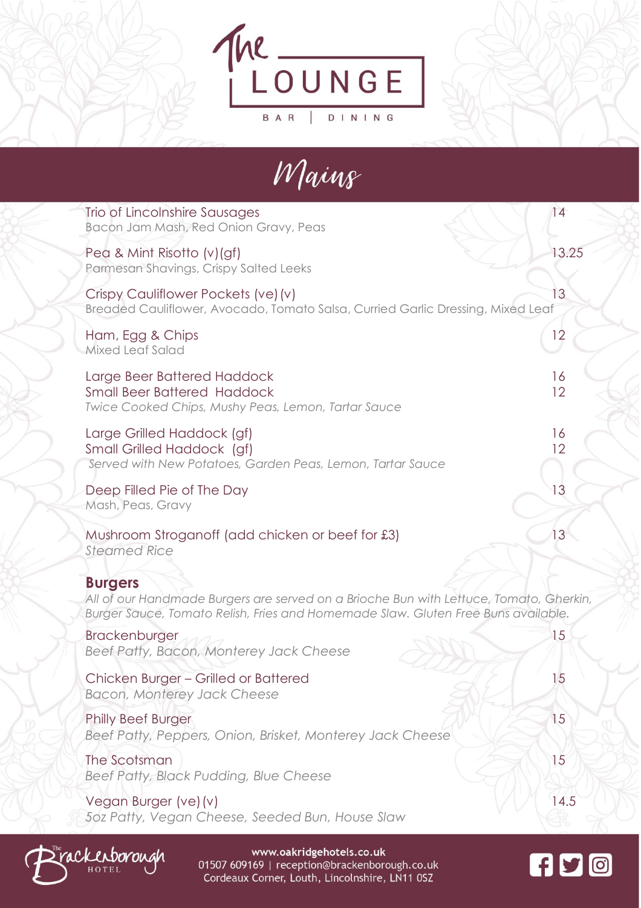# The LOUNGE

BAR | DINING

## Mains

Trio of Lincolnshire Sausages — 14
Bacon Jam Mash, Red Onion Gravy, Peas

Pea & Mint Risotto (v)(gf) — 13.25
Parmesan Shavings, Crispy Salted Leeks

Crispy Cauliflower Pockets (ve) (v) — 13
Breaded Cauliflower, Avocado, Tomato Salsa, Curried Garlic Dressing, Mixed Leaf

Ham, Egg & Chips — 12
Mixed Leaf Salad

Large Beer Battered Haddock — 16
Small Beer Battered Haddock — 12
*Twice Cooked Chips, Mushy Peas, Lemon, Tartar Sauce*

Large Grilled Haddock (gf) — 16
Small Grilled Haddock (gf) — 12
*Served with New Potatoes, Garden Peas, Lemon, Tartar Sauce*

Deep Filled Pie of The Day — 13
Mash, Peas, Gravy

Mushroom Stroganoff (add chicken or beef for £3) — 13
*Steamed Rice*

### Burgers

*All of our Handmade Burgers are served on a Brioche Bun with Lettuce, Tomato, Gherkin, Burger Sauce, Tomato Relish, Fries and Homemade Slaw. Gluten Free Buns available.*

Brackenburger — 15
*Beef Patty, Bacon, Monterey Jack Cheese*

Chicken Burger – Grilled or Battered — 15
*Bacon, Monterey Jack Cheese*

Philly Beef Burger — 15
*Beef Patty, Peppers, Onion, Brisket, Monterey Jack Cheese*

The Scotsman — 15
*Beef Patty, Black Pudding, Blue Cheese*

Vegan Burger (ve) (v) — 14.5
*5oz Patty, Vegan Cheese, Seeded Bun, House Slaw*

The Brackenborough HOTEL

www.oakridgehotels.co.uk
01507 609169 | reception@brackenborough.co.uk
Cordeaux Corner, Louth, Lincolnshire, LN11 0SZ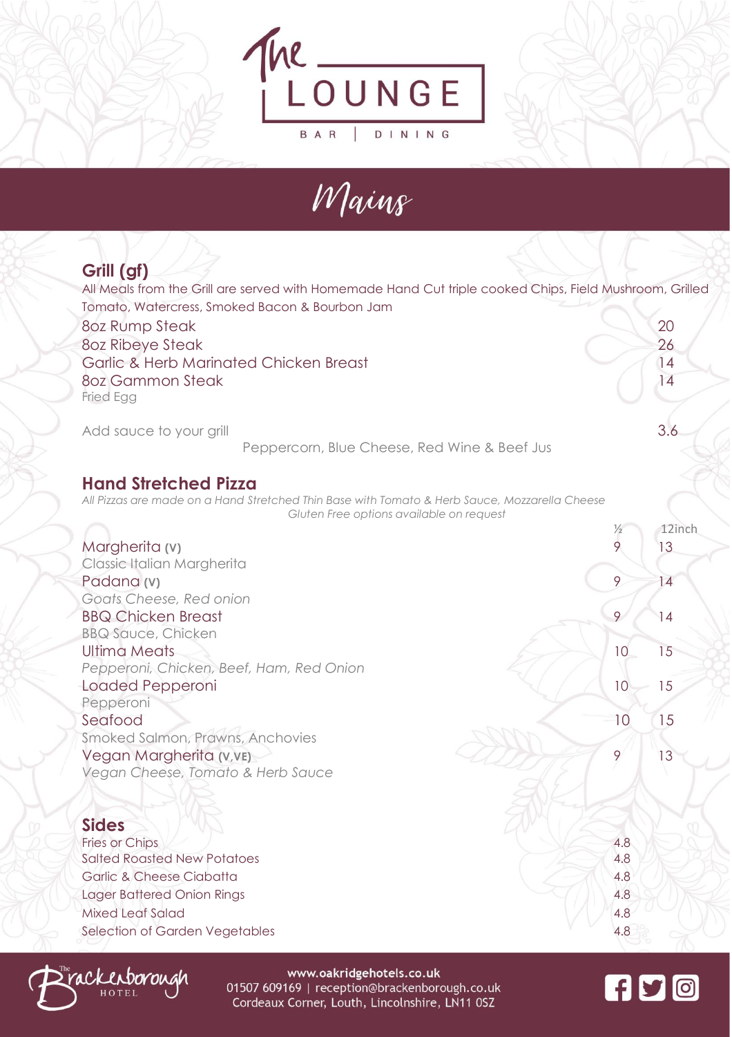# The LOUNGE

BAR | DINING

## Mains

### Grill (gf)

All Meals from the Grill are served with Homemade Hand Cut triple cooked Chips, Field Mushroom, Grilled Tomato, Watercress, Smoked Bacon & Bourbon Jam

| | |
|---|---|
| 8oz Rump Steak | 20 |
| 8oz Ribeye Steak | 26 |
| Garlic & Herb Marinated Chicken Breast | 14 |
| 8oz Gammon Steak<br>Fried Egg | 14 |
| Add sauce to your grill<br>Peppercorn, Blue Cheese, Red Wine & Beef Jus | 3.6 |

### Hand Stretched Pizza

*All Pizzas are made on a Hand Stretched Thin Base with Tomato & Herb Sauce, Mozzarella Cheese*
*Gluten Free options available on request*

| | ½ | 12inch |
|---|---|---|
| Margherita (V)<br>Classic Italian Margherita | 9 | 13 |
| Padana (V)<br>*Goats Cheese, Red onion* | 9 | 14 |
| BBQ Chicken Breast<br>BBQ Sauce, Chicken | 9 | 14 |
| Ultima Meats<br>*Pepperoni, Chicken, Beef, Ham, Red Onion* | 10 | 15 |
| Loaded Pepperoni<br>Pepperoni | 10 | 15 |
| Seafood<br>Smoked Salmon, Prawns, Anchovies | 10 | 15 |
| Vegan Margherita (V,VE)<br>*Vegan Cheese, Tomato & Herb Sauce* | 9 | 13 |

### Sides

| | |
|---|---|
| Fries or Chips | 4.8 |
| Salted Roasted New Potatoes | 4.8 |
| Garlic & Cheese Ciabatta | 4.8 |
| Lager Battered Onion Rings | 4.8 |
| Mixed Leaf Salad | 4.8 |
| Selection of Garden Vegetables | 4.8 |

The Brackenborough HOTEL

www.oakridgehotels.co.uk
01507 609169 | reception@brackenborough.co.uk
Cordeaux Corner, Louth, Lincolnshire, LN11 0SZ